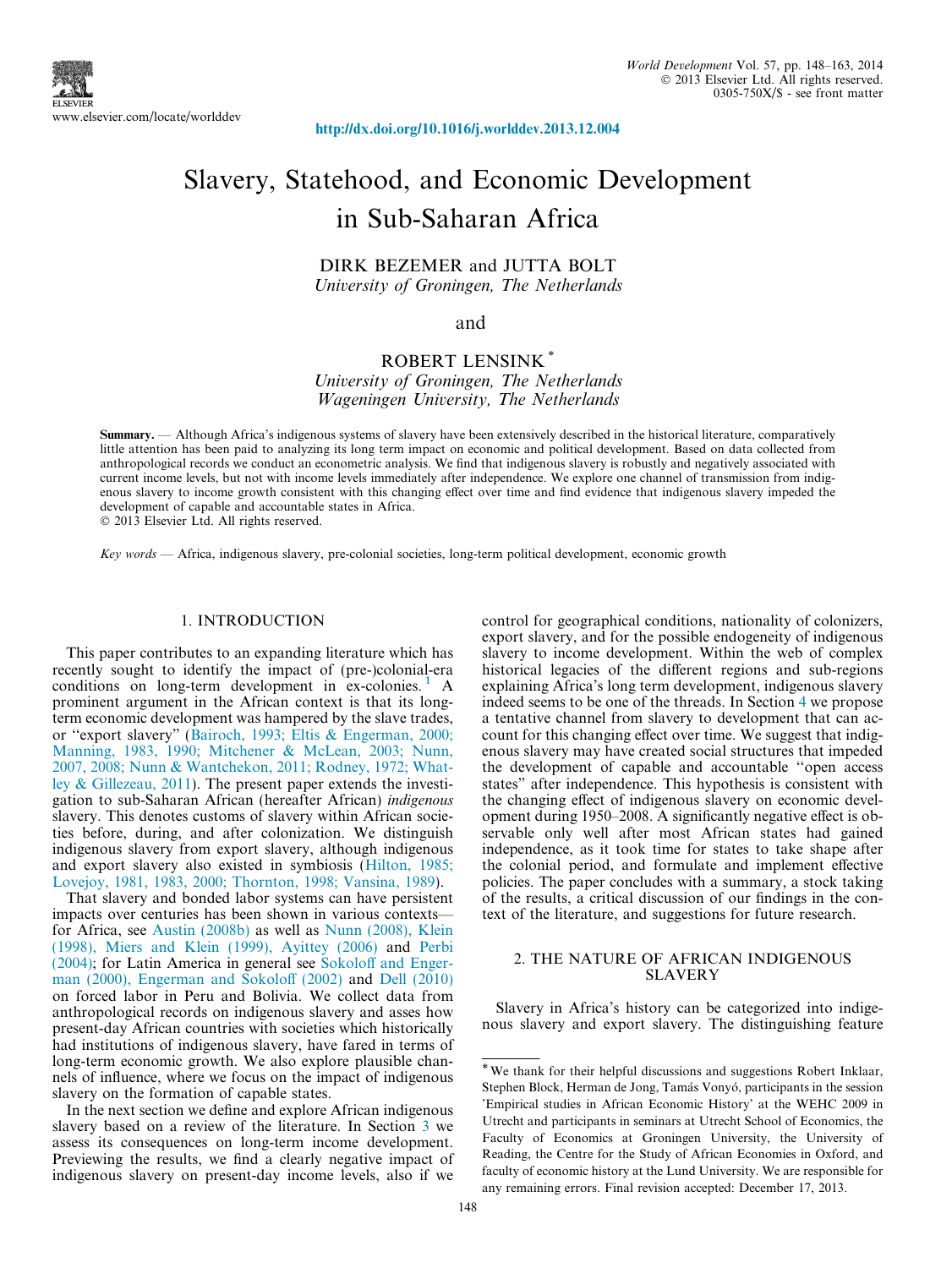http://dx.doi.org/10.1016/j.worlddev.2013.12.004

# Slavery, Statehood, and Economic Development in Sub-Saharan Africa

DIRK BEZEMER and JUTTA BOLT
*University of Groningen, The Netherlands*

and

ROBERT LENSINK [*]
*University of Groningen, The Netherlands*
*Wageningen University, The Netherlands*

**Summary.** — Although Africa's indigenous systems of slavery have been extensively described in the historical literature, comparatively little attention has been paid to analyzing its long term impact on economic and political development. Based on data collected from anthropological records we conduct an econometric analysis. We find that indigenous slavery is robustly and negatively associated with current income levels, but not with income levels immediately after independence. We explore one channel of transmission from indigenous slavery to income growth consistent with this changing effect over time and find evidence that indigenous slavery impeded the development of capable and accountable states in Africa.
© 2013 Elsevier Ltd. All rights reserved.

*Key words* — Africa, indigenous slavery, pre-colonial societies, long-term political development, economic growth

## 1. INTRODUCTION

This paper contributes to an expanding literature which has recently sought to identify the impact of (pre-)colonial-era conditions on long-term development in ex-colonies.[1] A prominent argument in the African context is that its long-term economic development was hampered by the slave trades, or "export slavery" (Bairoch, 1993; Eltis & Engerman, 2000; Manning, 1983, 1990; Mitchener & McLean, 2003; Nunn, 2007, 2008; Nunn & Wantchekon, 2011; Rodney, 1972; Whatley & Gillezeau, 2011). The present paper extends the investigation to sub-Saharan African (hereafter African) *indigenous* slavery. This denotes customs of slavery within African societies before, during, and after colonization. We distinguish indigenous slavery from export slavery, although indigenous and export slavery also existed in symbiosis (Hilton, 1985; Lovejoy, 1981, 1983, 2000; Thornton, 1998; Vansina, 1989).

That slavery and bonded labor systems can have persistent impacts over centuries has been shown in various contexts—for Africa, see Austin (2008b) as well as Nunn (2008), Klein (1998), Miers and Klein (1999), Ayittey (2006) and Perbi (2004); for Latin America in general see Sokoloff and Engerman (2000), Engerman and Sokoloff (2002) and Dell (2010) on forced labor in Peru and Bolivia. We collect data from anthropological records on indigenous slavery and asses how present-day African countries with societies which historically had institutions of indigenous slavery, have fared in terms of long-term economic growth. We also explore plausible channels of influence, where we focus on the impact of indigenous slavery on the formation of capable states.

In the next section we define and explore African indigenous slavery based on a review of the literature. In Section 3 we assess its consequences on long-term income development. Previewing the results, we find a clearly negative impact of indigenous slavery on present-day income levels, also if we control for geographical conditions, nationality of colonizers, export slavery, and for the possible endogeneity of indigenous slavery to income development. Within the web of complex historical legacies of the different regions and sub-regions explaining Africa's long term development, indigenous slavery indeed seems to be one of the threads. In Section 4 we propose a tentative channel from slavery to development that can account for this changing effect over time. We suggest that indigenous slavery may have created social structures that impeded the development of capable and accountable "open access states" after independence. This hypothesis is consistent with the changing effect of indigenous slavery on economic development during 1950–2008. A significantly negative effect is observable only well after most African states had gained independence, as it took time for states to take shape after the colonial period, and formulate and implement effective policies. The paper concludes with a summary, a stock taking of the results, a critical discussion of our findings in the context of the literature, and suggestions for future research.

## 2. THE NATURE OF AFRICAN INDIGENOUS SLAVERY

Slavery in Africa's history can be categorized into indigenous slavery and export slavery. The distinguishing feature

---

[*] We thank for their helpful discussions and suggestions Robert Inklaar, Stephen Block, Herman de Jong, Tamás Vonyó, participants in the session 'Empirical studies in African Economic History' at the WEHC 2009 in Utrecht and participants in seminars at Utrecht School of Economics, the Faculty of Economics at Groningen University, the University of Reading, the Centre for the Study of African Economies in Oxford, and faculty of economic history at the Lund University. We are responsible for any remaining errors. Final revision accepted: December 17, 2013.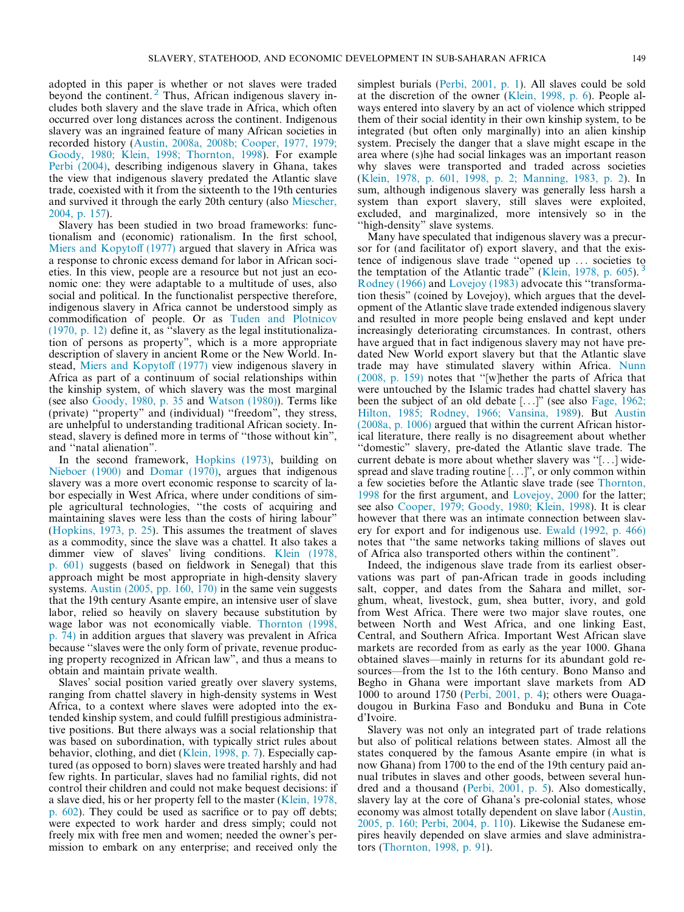adopted in this paper is whether or not slaves were traded beyond the continent.[2] Thus, African indigenous slavery includes both slavery and the slave trade in Africa, which often occurred over long distances across the continent. Indigenous slavery was an ingrained feature of many African societies in recorded history (Austin, 2008a, 2008b; Cooper, 1977, 1979; Goody, 1980; Klein, 1998; Thornton, 1998). For example Perbi (2004), describing indigenous slavery in Ghana, takes the view that indigenous slavery predated the Atlantic slave trade, coexisted with it from the sixteenth to the 19th centuries and survived it through the early 20th century (also Miescher, 2004, p. 157).

Slavery has been studied in two broad frameworks: functionalism and (economic) rationalism. In the first school, Miers and Kopytoff (1977) argued that slavery in Africa was a response to chronic excess demand for labor in African societies. In this view, people are a resource but not just an economic one: they were adaptable to a multitude of uses, also social and political. In the functionalist perspective therefore, indigenous slavery in Africa cannot be understood simply as commodification of people. Or as Tuden and Plotnicov (1970, p. 12) define it, as "slavery as the legal institutionalization of persons as property", which is a more appropriate description of slavery in ancient Rome or the New World. Instead, Miers and Kopytoff (1977) view indigenous slavery in Africa as part of a continuum of social relationships within the kinship system, of which slavery was the most marginal (see also Goody, 1980, p. 35 and Watson (1980)). Terms like (private) "property" and (individual) "freedom", they stress, are unhelpful to understanding traditional African society. Instead, slavery is defined more in terms of "those without kin", and "natal alienation".

In the second framework, Hopkins (1973), building on Nieboer (1900) and Domar (1970), argues that indigenous slavery was a more overt economic response to scarcity of labor especially in West Africa, where under conditions of simple agricultural technologies, "the costs of acquiring and maintaining slaves were less than the costs of hiring labour" (Hopkins, 1973, p. 25). This assumes the treatment of slaves as a commodity, since the slave was a chattel. It also takes a dimmer view of slaves' living conditions. Klein (1978, p. 601) suggests (based on fieldwork in Senegal) that this approach might be most appropriate in high-density slavery systems. Austin (2005, pp. 160, 170) in the same vein suggests that the 19th century Asante empire, an intensive user of slave labor, relied so heavily on slavery because substitution by wage labor was not economically viable. Thornton (1998, p. 74) in addition argues that slavery was prevalent in Africa because "slaves were the only form of private, revenue producing property recognized in African law", and thus a means to obtain and maintain private wealth.

Slaves' social position varied greatly over slavery systems, ranging from chattel slavery in high-density systems in West Africa, to a context where slaves were adopted into the extended kinship system, and could fulfill prestigious administrative positions. But there always was a social relationship that was based on subordination, with typically strict rules about behavior, clothing, and diet (Klein, 1998, p. 7). Especially captured (as opposed to born) slaves were treated harshly and had few rights. In particular, slaves had no familial rights, did not control their children and could not make bequest decisions: if a slave died, his or her property fell to the master (Klein, 1978, p. 602). They could be used as sacrifice or to pay off debts; were expected to work harder and dress simply; could not freely mix with free men and women; needed the owner's permission to embark on any enterprise; and received only the simplest burials (Perbi, 2001, p. 1). All slaves could be sold at the discretion of the owner (Klein, 1998, p. 6). People always entered into slavery by an act of violence which stripped them of their social identity in their own kinship system, to be integrated (but often only marginally) into an alien kinship system. Precisely the danger that a slave might escape in the area where (s)he had social linkages was an important reason why slaves were transported and traded across societies (Klein, 1978, p. 601, 1998, p. 2; Manning, 1983, p. 2). In sum, although indigenous slavery was generally less harsh a system than export slavery, still slaves were exploited, excluded, and marginalized, more intensively so in the "high-density" slave systems.

Many have speculated that indigenous slavery was a precursor for (and facilitator of) export slavery, and that the existence of indigenous slave trade "opened up … societies to the temptation of the Atlantic trade" (Klein, 1978, p. 605).[3] Rodney (1966) and Lovejoy (1983) advocate this "transformation thesis" (coined by Lovejoy), which argues that the development of the Atlantic slave trade extended indigenous slavery and resulted in more people being enslaved and kept under increasingly deteriorating circumstances. In contrast, others have argued that in fact indigenous slavery may not have predated New World export slavery but that the Atlantic slave trade may have stimulated slavery within Africa. Nunn (2008, p. 159) notes that "[w]hether the parts of Africa that were untouched by the Islamic trades had chattel slavery has been the subject of an old debate […]" (see also Fage, 1962; Hilton, 1985; Rodney, 1966; Vansina, 1989). But Austin (2008a, p. 1006) argued that within the current African historical literature, there really is no disagreement about whether "domestic" slavery, pre-dated the Atlantic slave trade. The current debate is more about whether slavery was "[…] widespread and slave trading routine […]", or only common within a few societies before the Atlantic slave trade (see Thornton, 1998 for the first argument, and Lovejoy, 2000 for the latter; see also Cooper, 1979; Goody, 1980; Klein, 1998). It is clear however that there was an intimate connection between slavery for export and for indigenous use. Ewald (1992, p. 466) notes that "the same networks taking millions of slaves out of Africa also transported others within the continent".

Indeed, the indigenous slave trade from its earliest observations was part of pan-African trade in goods including salt, copper, and dates from the Sahara and millet, sorghum, wheat, livestock, gum, shea butter, ivory, and gold from West Africa. There were two major slave routes, one between North and West Africa, and one linking East, Central, and Southern Africa. Important West African slave markets are recorded from as early as the year 1000. Ghana obtained slaves—mainly in returns for its abundant gold resources—from the 1st to the 16th century. Bono Manso and Begho in Ghana were important slave markets from AD 1000 to around 1750 (Perbi, 2001, p. 4); others were Ouagadougou in Burkina Faso and Bonduku and Buna in Cote d'Ivoire.

Slavery was not only an integrated part of trade relations but also of political relations between states. Almost all the states conquered by the famous Asante empire (in what is now Ghana) from 1700 to the end of the 19th century paid annual tributes in slaves and other goods, between several hundred and a thousand (Perbi, 2001, p. 5). Also domestically, slavery lay at the core of Ghana's pre-colonial states, whose economy was almost totally dependent on slave labor (Austin, 2005, p. 160; Perbi, 2004, p. 110). Likewise the Sudanese empires heavily depended on slave armies and slave administrators (Thornton, 1998, p. 91).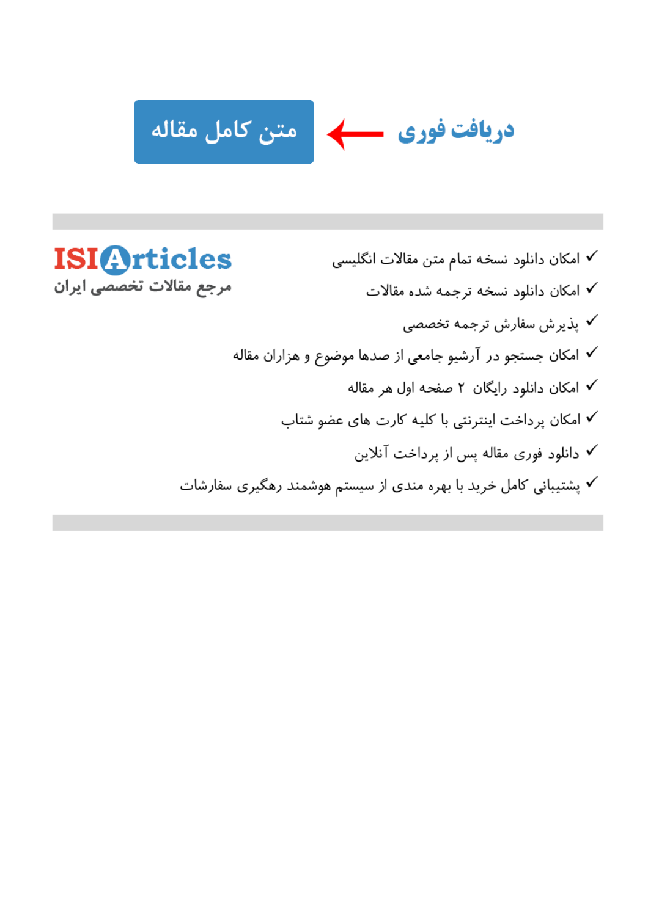دریافت فوری ← **متن کامل مقاله**

**ISIArticles**
مرجع مقالات تخصصی ایران

- ✓ امکان دانلود نسخه تمام متن مقالات انگلیسی
- ✓ امکان دانلود نسخه ترجمه شده مقالات
- ✓ پذیرش سفارش ترجمه تخصصی
- ✓ امکان جستجو در آرشیو جامعی از صدها موضوع و هزاران مقاله
- ✓ امکان دانلود رایگان ۲ صفحه اول هر مقاله
- ✓ امکان پرداخت اینترنتی با کلیه کارت های عضو شتاب
- ✓ دانلود فوری مقاله پس از پرداخت آنلاین
- ✓ پشتیبانی کامل خرید با بهره مندی از سیستم هوشمند رهگیری سفارشات